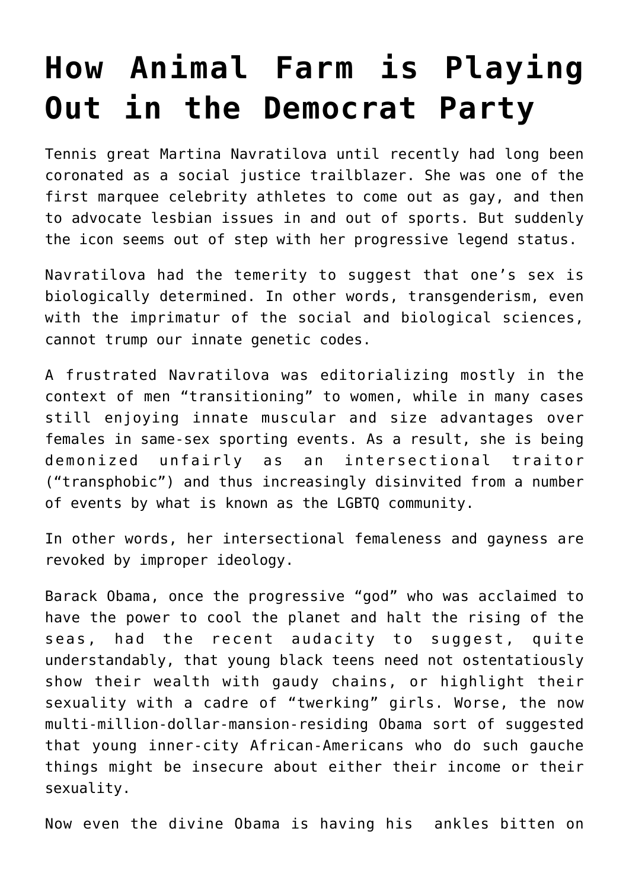# How Animal Farm is Playing Out in the Democrat Party

Tennis great Martina Navratilova until recently had long been coronated as a social justice trailblazer. She was one of the first marquee celebrity athletes to come out as gay, and then to advocate lesbian issues in and out of sports. But suddenly the icon seems out of step with her progressive legend status.

Navratilova had the temerity to suggest that one's sex is biologically determined. In other words, transgenderism, even with the imprimatur of the social and biological sciences, cannot trump our innate genetic codes.

A frustrated Navratilova was editorializing mostly in the context of men "transitioning" to women, while in many cases still enjoying innate muscular and size advantages over females in same-sex sporting events. As a result, she is being demonized unfairly as an intersectional traitor ("transphobic") and thus increasingly disinvited from a number of events by what is known as the LGBTQ community.

In other words, her intersectional femaleness and gayness are revoked by improper ideology.

Barack Obama, once the progressive "god" who was acclaimed to have the power to cool the planet and halt the rising of the seas, had the recent audacity to suggest, quite understandably, that young black teens need not ostentatiously show their wealth with gaudy chains, or highlight their sexuality with a cadre of "twerking" girls. Worse, the now multi-million-dollar-mansion-residing Obama sort of suggested that young inner-city African-Americans who do such gauche things might be insecure about either their income or their sexuality.

Now even the divine Obama is having his ankles bitten on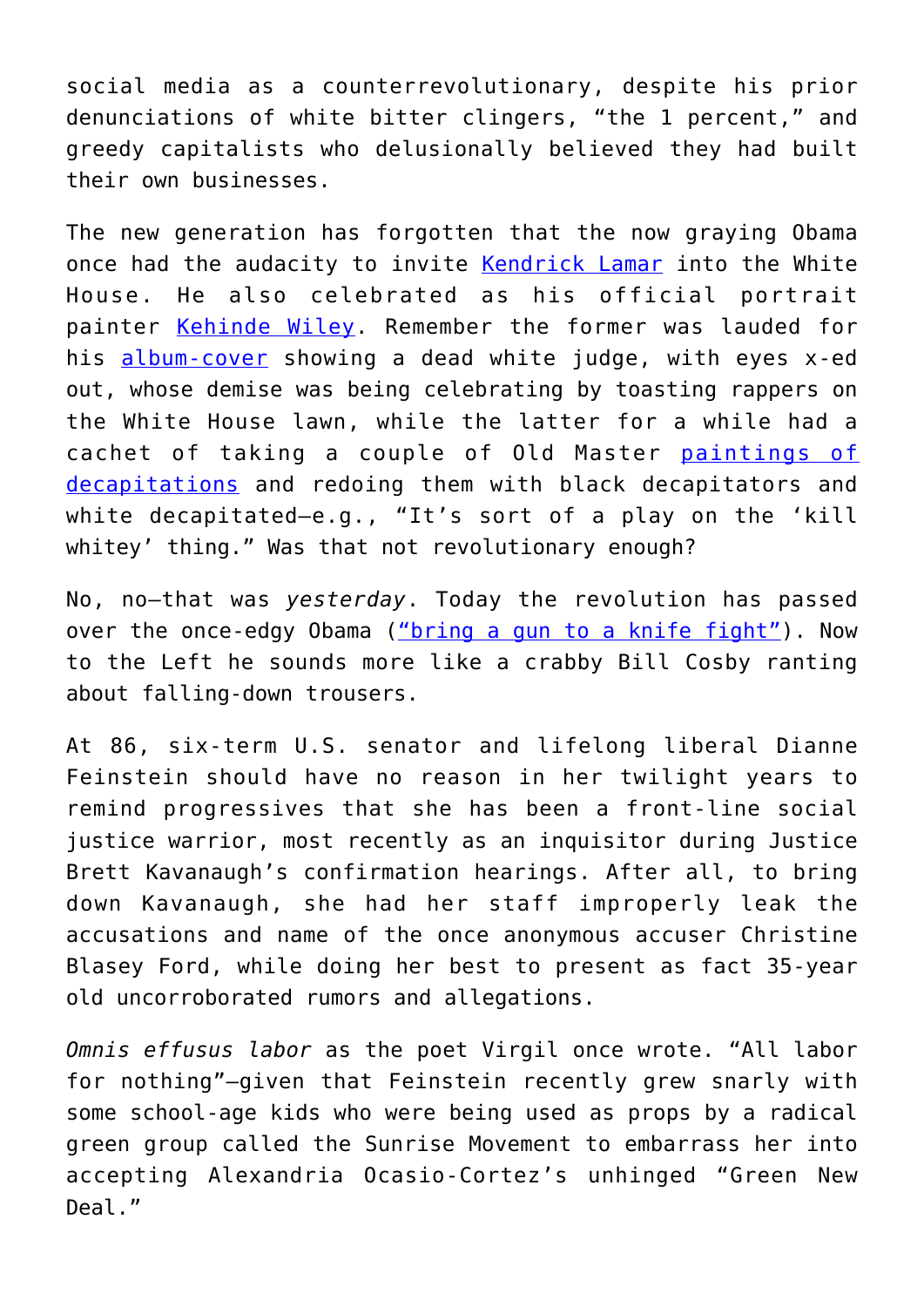social media as a counterrevolutionary, despite his prior denunciations of white bitter clingers, "the 1 percent," and greedy capitalists who delusionally believed they had built their own businesses.

The new generation has forgotten that the now graying Obama once had the audacity to invite Kendrick Lamar into the White House. He also celebrated as his official portrait painter Kehinde Wiley. Remember the former was lauded for his album-cover showing a dead white judge, with eyes x-ed out, whose demise was being celebrating by toasting rappers on the White House lawn, while the latter for a while had a cachet of taking a couple of Old Master paintings of decapitations and redoing them with black decapitators and white decapitated—e.g., "It's sort of a play on the 'kill whitey' thing." Was that not revolutionary enough?

No, no—that was *yesterday*. Today the revolution has passed over the once-edgy Obama ("bring a gun to a knife fight"). Now to the Left he sounds more like a crabby Bill Cosby ranting about falling-down trousers.

At 86, six-term U.S. senator and lifelong liberal Dianne Feinstein should have no reason in her twilight years to remind progressives that she has been a front-line social justice warrior, most recently as an inquisitor during Justice Brett Kavanaugh's confirmation hearings. After all, to bring down Kavanaugh, she had her staff improperly leak the accusations and name of the once anonymous accuser Christine Blasey Ford, while doing her best to present as fact 35-year old uncorroborated rumors and allegations.

*Omnis effusus labor* as the poet Virgil once wrote. "All labor for nothing"—given that Feinstein recently grew snarly with some school-age kids who were being used as props by a radical green group called the Sunrise Movement to embarrass her into accepting Alexandria Ocasio-Cortez's unhinged "Green New Deal."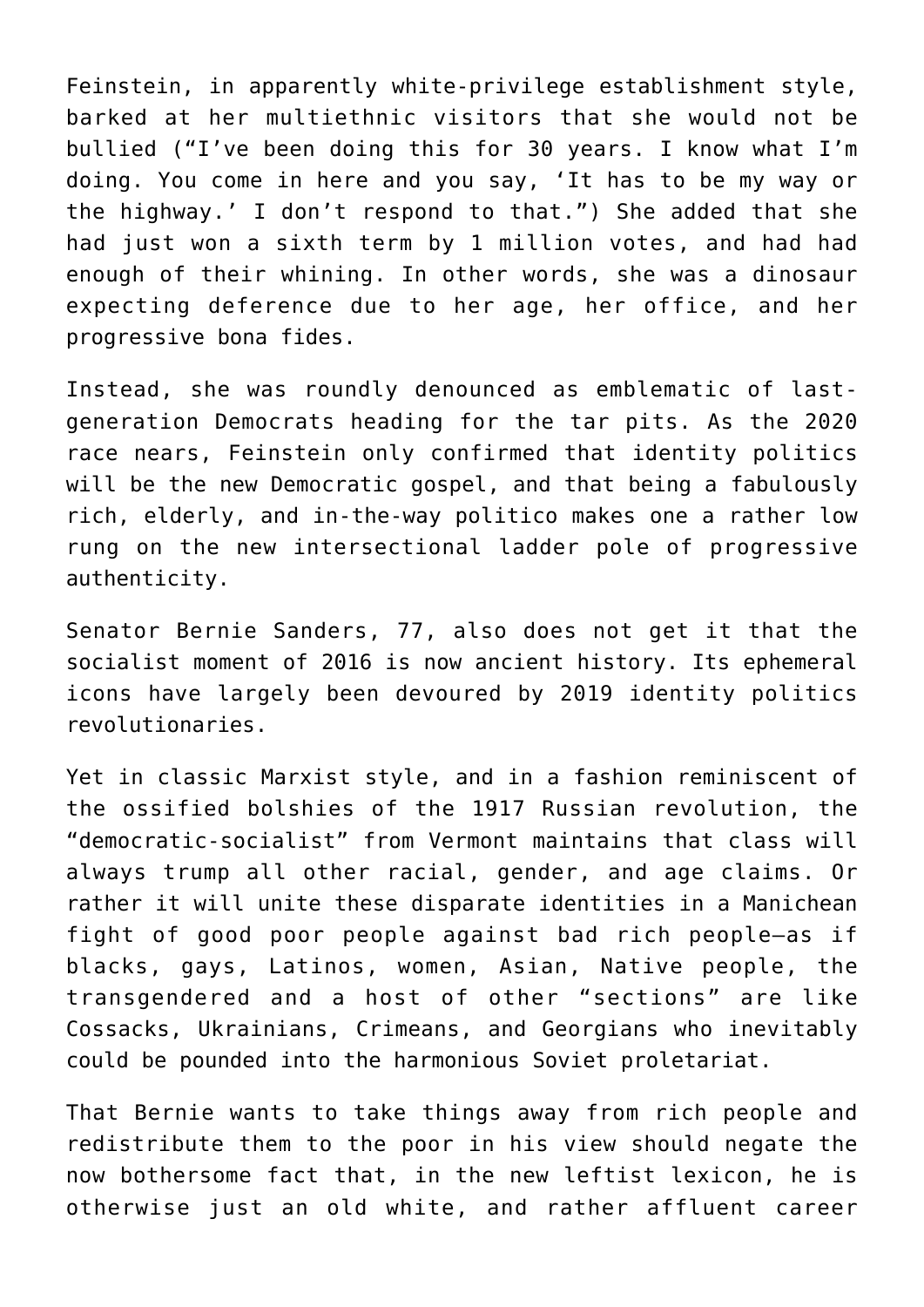Feinstein, in apparently white-privilege establishment style, barked at her multiethnic visitors that she would not be bullied ("I've been doing this for 30 years. I know what I'm doing. You come in here and you say, 'It has to be my way or the highway.' I don't respond to that.") She added that she had just won a sixth term by 1 million votes, and had had enough of their whining. In other words, she was a dinosaur expecting deference due to her age, her office, and her progressive bona fides.

Instead, she was roundly denounced as emblematic of last-generation Democrats heading for the tar pits. As the 2020 race nears, Feinstein only confirmed that identity politics will be the new Democratic gospel, and that being a fabulously rich, elderly, and in-the-way politico makes one a rather low rung on the new intersectional ladder pole of progressive authenticity.

Senator Bernie Sanders, 77, also does not get it that the socialist moment of 2016 is now ancient history. Its ephemeral icons have largely been devoured by 2019 identity politics revolutionaries.

Yet in classic Marxist style, and in a fashion reminiscent of the ossified bolshies of the 1917 Russian revolution, the "democratic-socialist" from Vermont maintains that class will always trump all other racial, gender, and age claims. Or rather it will unite these disparate identities in a Manichean fight of good poor people against bad rich people—as if blacks, gays, Latinos, women, Asian, Native people, the transgendered and a host of other "sections" are like Cossacks, Ukrainians, Crimeans, and Georgians who inevitably could be pounded into the harmonious Soviet proletariat.

That Bernie wants to take things away from rich people and redistribute them to the poor in his view should negate the now bothersome fact that, in the new leftist lexicon, he is otherwise just an old white, and rather affluent career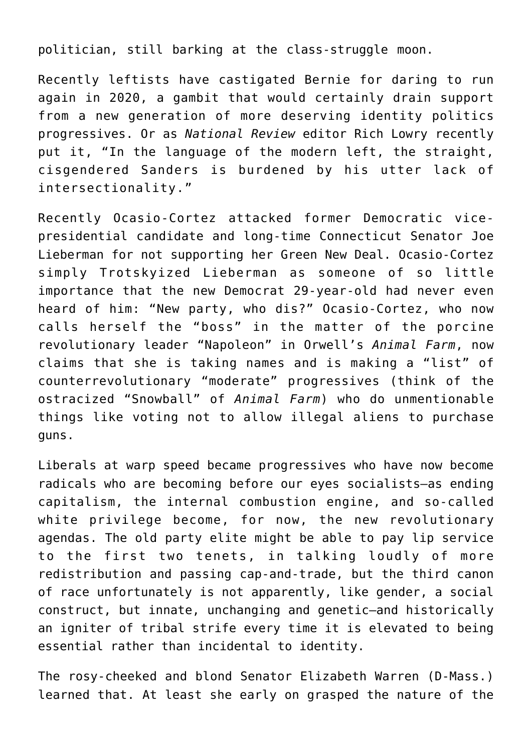politician, still barking at the class-struggle moon.

Recently leftists have castigated Bernie for daring to run again in 2020, a gambit that would certainly drain support from a new generation of more deserving identity politics progressives. Or as *National Review* editor Rich Lowry recently put it, "In the language of the modern left, the straight, cisgendered Sanders is burdened by his utter lack of intersectionality."

Recently Ocasio-Cortez attacked former Democratic vice-presidential candidate and long-time Connecticut Senator Joe Lieberman for not supporting her Green New Deal. Ocasio-Cortez simply Trotskyized Lieberman as someone of so little importance that the new Democrat 29-year-old had never even heard of him: "New party, who dis?" Ocasio-Cortez, who now calls herself the "boss" in the matter of the porcine revolutionary leader "Napoleon" in Orwell's *Animal Farm*, now claims that she is taking names and is making a "list" of counterrevolutionary "moderate" progressives (think of the ostracized "Snowball" of *Animal Farm*) who do unmentionable things like voting not to allow illegal aliens to purchase guns.

Liberals at warp speed became progressives who have now become radicals who are becoming before our eyes socialists—as ending capitalism, the internal combustion engine, and so-called white privilege become, for now, the new revolutionary agendas. The old party elite might be able to pay lip service to the first two tenets, in talking loudly of more redistribution and passing cap-and-trade, but the third canon of race unfortunately is not apparently, like gender, a social construct, but innate, unchanging and genetic—and historically an igniter of tribal strife every time it is elevated to being essential rather than incidental to identity.

The rosy-cheeked and blond Senator Elizabeth Warren (D-Mass.) learned that. At least she early on grasped the nature of the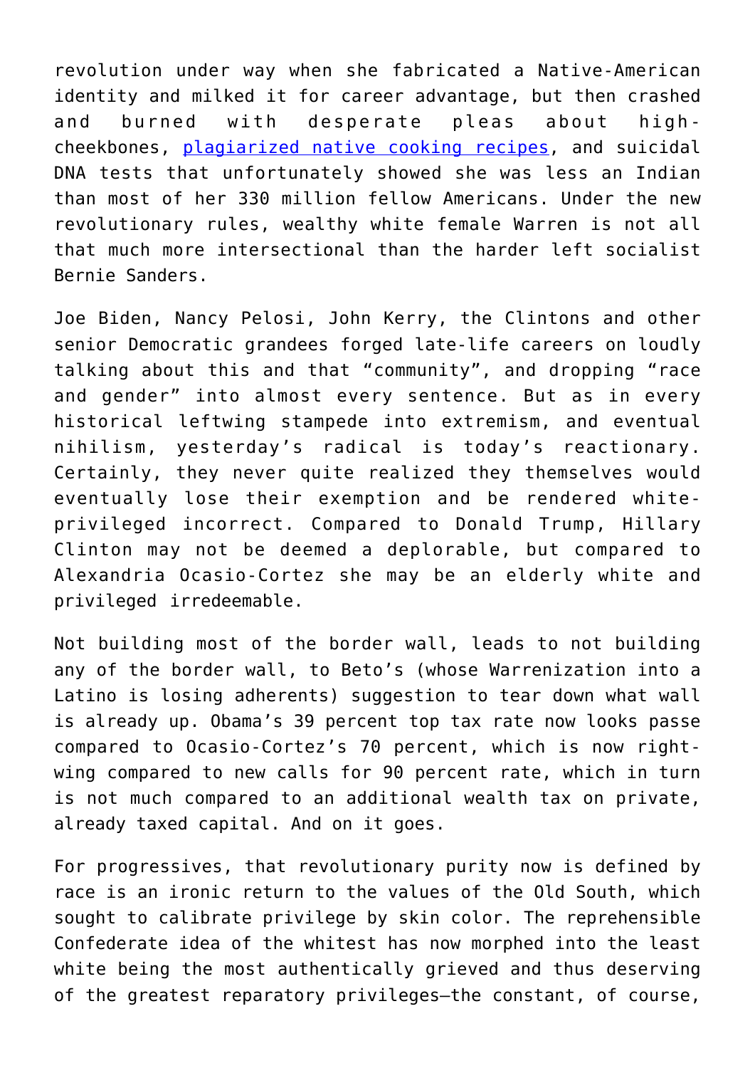revolution under way when she fabricated a Native-American identity and milked it for career advantage, but then crashed and burned with desperate pleas about high-cheekbones, [plagiarized native cooking recipes](), and suicidal DNA tests that unfortunately showed she was less an Indian than most of her 330 million fellow Americans. Under the new revolutionary rules, wealthy white female Warren is not all that much more intersectional than the harder left socialist Bernie Sanders.

Joe Biden, Nancy Pelosi, John Kerry, the Clintons and other senior Democratic grandees forged late-life careers on loudly talking about this and that "community", and dropping "race and gender" into almost every sentence. But as in every historical leftwing stampede into extremism, and eventual nihilism, yesterday's radical is today's reactionary. Certainly, they never quite realized they themselves would eventually lose their exemption and be rendered white-privileged incorrect. Compared to Donald Trump, Hillary Clinton may not be deemed a deplorable, but compared to Alexandria Ocasio-Cortez she may be an elderly white and privileged irredeemable.

Not building most of the border wall, leads to not building any of the border wall, to Beto's (whose Warrenization into a Latino is losing adherents) suggestion to tear down what wall is already up. Obama's 39 percent top tax rate now looks passe compared to Ocasio-Cortez's 70 percent, which is now right-wing compared to new calls for 90 percent rate, which in turn is not much compared to an additional wealth tax on private, already taxed capital. And on it goes.

For progressives, that revolutionary purity now is defined by race is an ironic return to the values of the Old South, which sought to calibrate privilege by skin color. The reprehensible Confederate idea of the whitest has now morphed into the least white being the most authentically grieved and thus deserving of the greatest reparatory privileges—the constant, of course,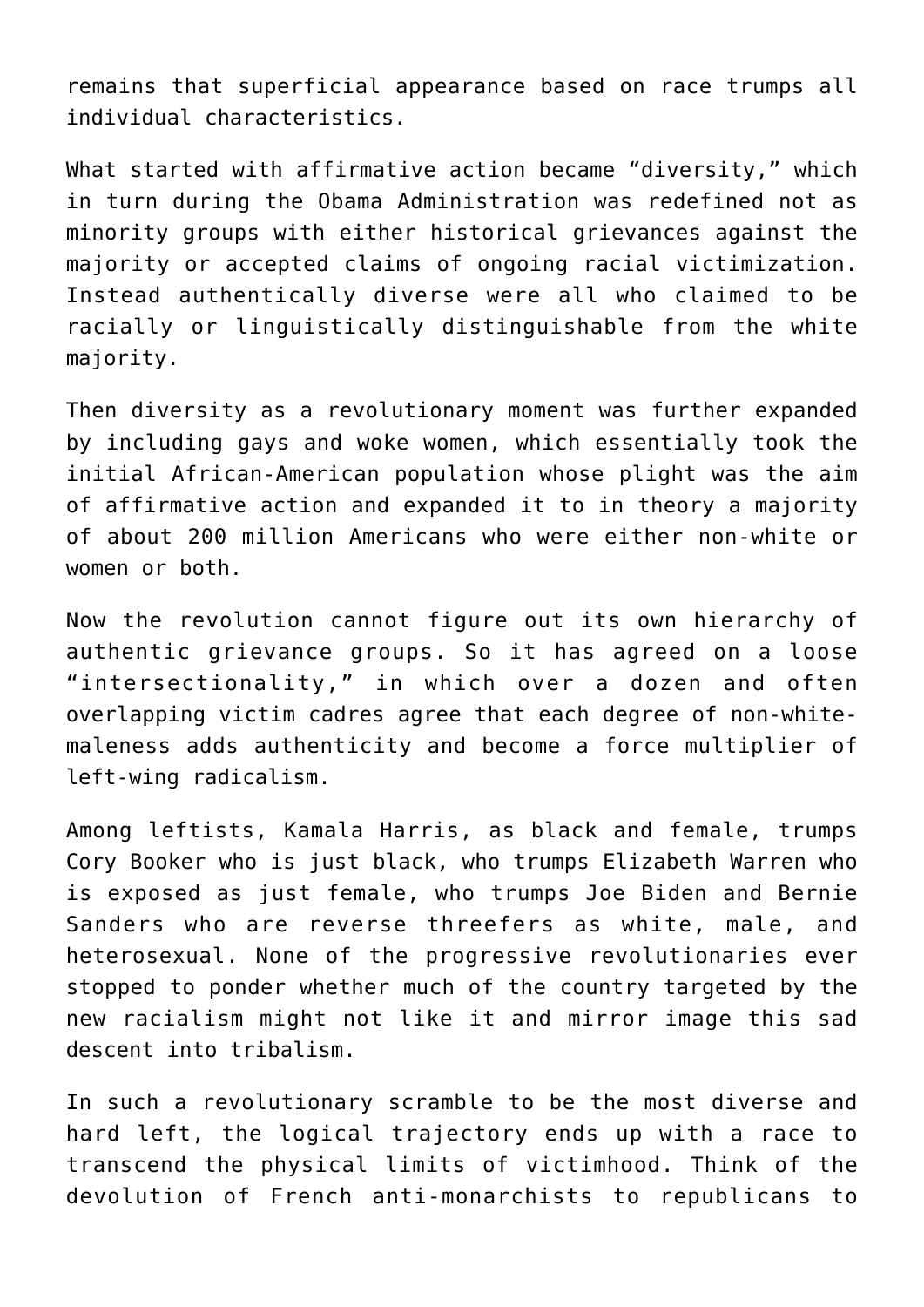remains that superficial appearance based on race trumps all individual characteristics.

What started with affirmative action became "diversity," which in turn during the Obama Administration was redefined not as minority groups with either historical grievances against the majority or accepted claims of ongoing racial victimization. Instead authentically diverse were all who claimed to be racially or linguistically distinguishable from the white majority.

Then diversity as a revolutionary moment was further expanded by including gays and woke women, which essentially took the initial African-American population whose plight was the aim of affirmative action and expanded it to in theory a majority of about 200 million Americans who were either non-white or women or both.

Now the revolution cannot figure out its own hierarchy of authentic grievance groups. So it has agreed on a loose "intersectionality," in which over a dozen and often overlapping victim cadres agree that each degree of non-white-maleness adds authenticity and become a force multiplier of left-wing radicalism.

Among leftists, Kamala Harris, as black and female, trumps Cory Booker who is just black, who trumps Elizabeth Warren who is exposed as just female, who trumps Joe Biden and Bernie Sanders who are reverse threefers as white, male, and heterosexual. None of the progressive revolutionaries ever stopped to ponder whether much of the country targeted by the new racialism might not like it and mirror image this sad descent into tribalism.

In such a revolutionary scramble to be the most diverse and hard left, the logical trajectory ends up with a race to transcend the physical limits of victimhood. Think of the devolution of French anti-monarchists to republicans to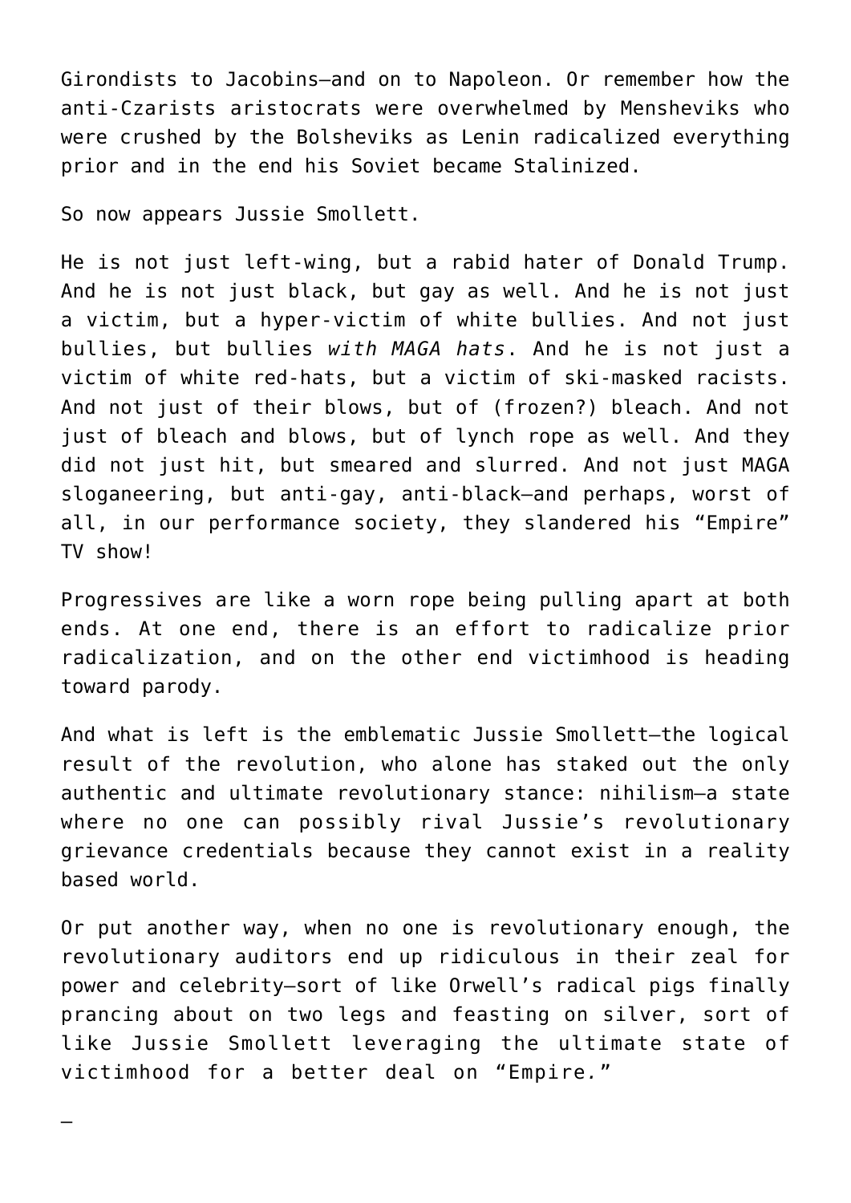Girondists to Jacobins—and on to Napoleon. Or remember how the anti-Czarists aristocrats were overwhelmed by Mensheviks who were crushed by the Bolsheviks as Lenin radicalized everything prior and in the end his Soviet became Stalinized.

So now appears Jussie Smollett.

He is not just left-wing, but a rabid hater of Donald Trump. And he is not just black, but gay as well. And he is not just a victim, but a hyper-victim of white bullies. And not just bullies, but bullies *with MAGA hats*. And he is not just a victim of white red-hats, but a victim of ski-masked racists. And not just of their blows, but of (frozen?) bleach. And not just of bleach and blows, but of lynch rope as well. And they did not just hit, but smeared and slurred. And not just MAGA sloganeering, but anti-gay, anti-black—and perhaps, worst of all, in our performance society, they slandered his "Empire" TV show!

Progressives are like a worn rope being pulling apart at both ends. At one end, there is an effort to radicalize prior radicalization, and on the other end victimhood is heading toward parody.

And what is left is the emblematic Jussie Smollett—the logical result of the revolution, who alone has staked out the only authentic and ultimate revolutionary stance: nihilism—a state where no one can possibly rival Jussie's revolutionary grievance credentials because they cannot exist in a reality based world.

Or put another way, when no one is revolutionary enough, the revolutionary auditors end up ridiculous in their zeal for power and celebrity—sort of like Orwell's radical pigs finally prancing about on two legs and feasting on silver, sort of like Jussie Smollett leveraging the ultimate state of victimhood for a better deal on "Empire."

—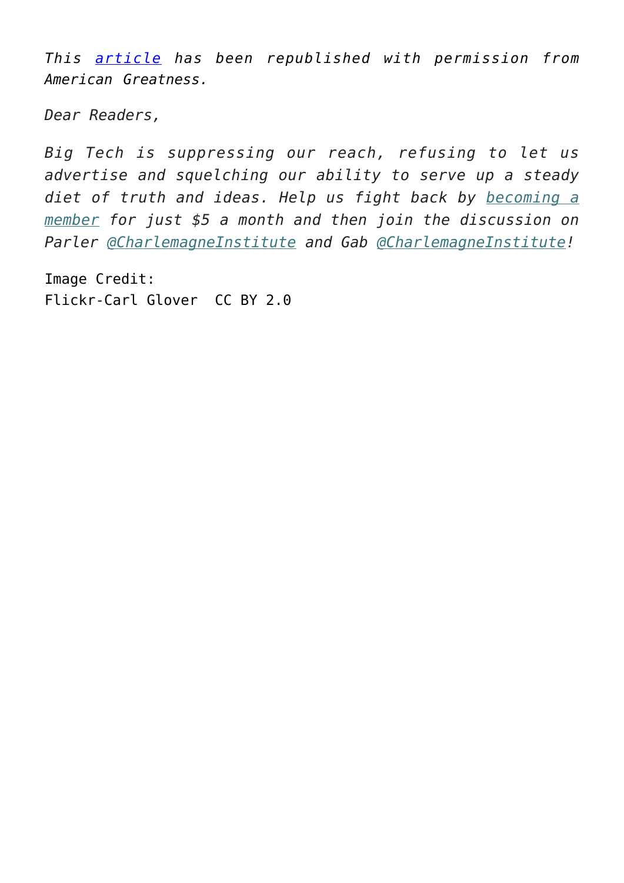*This article has been republished with permission from American Greatness.*

*Dear Readers,*

*Big Tech is suppressing our reach, refusing to let us advertise and squelching our ability to serve up a steady diet of truth and ideas. Help us fight back by becoming a member for just $5 a month and then join the discussion on Parler @CharlemagneInstitute and Gab @CharlemagneInstitute!*

Image Credit:
Flickr-Carl Glover CC BY 2.0